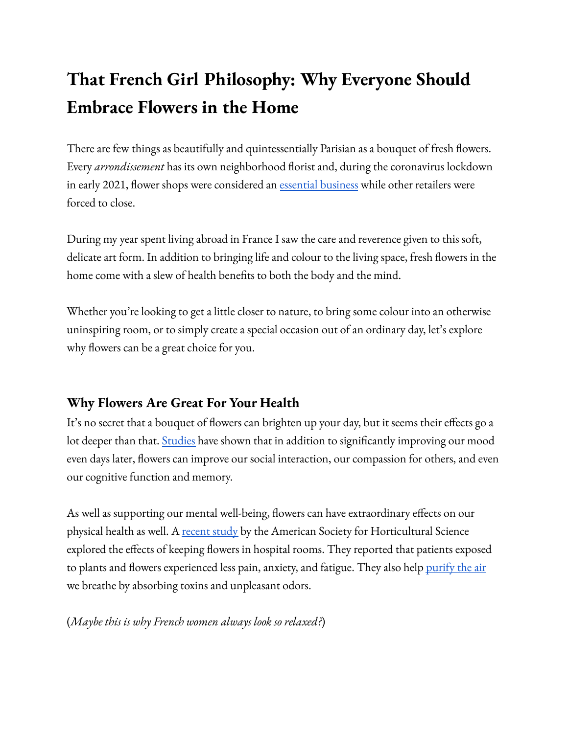# That French Girl Philosophy: Why Everyone Should Embrace Flowers in the Home

There are few things as beautifully and quintessentially Parisian as a bouquet of fresh flowers. Every *arrondissement* has its own neighborhood florist and, during the coronavirus lockdown in early 2021, flower shops were considered an [essential business]() while other retailers were forced to close.

During my year spent living abroad in France I saw the care and reverence given to this soft, delicate art form. In addition to bringing life and colour to the living space, fresh flowers in the home come with a slew of health benefits to both the body and the mind.

Whether you're looking to get a little closer to nature, to bring some colour into an otherwise uninspiring room, or to simply create a special occasion out of an ordinary day, let's explore why flowers can be a great choice for you.

## Why Flowers Are Great For Your Health

It's no secret that a bouquet of flowers can brighten up your day, but it seems their effects go a lot deeper than that. [Studies]() have shown that in addition to significantly improving our mood even days later, flowers can improve our social interaction, our compassion for others, and even our cognitive function and memory.

As well as supporting our mental well-being, flowers can have extraordinary effects on our physical health as well. A [recent study]() by the American Society for Horticultural Science explored the effects of keeping flowers in hospital rooms. They reported that patients exposed to plants and flowers experienced less pain, anxiety, and fatigue. They also help [purify the air]() we breathe by absorbing toxins and unpleasant odors.

(*Maybe this is why French women always look so relaxed?*)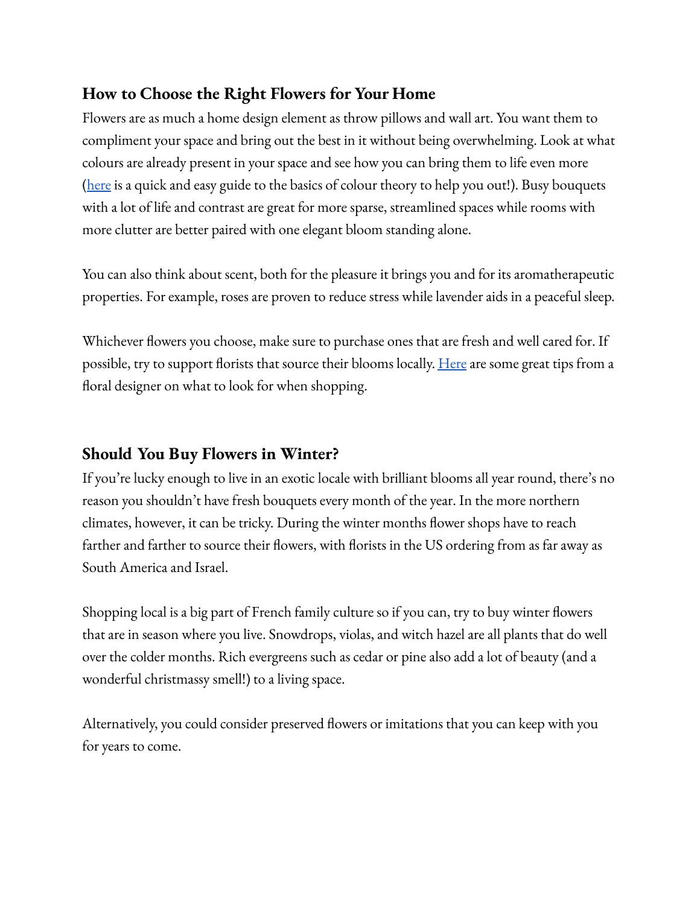## How to Choose the Right Flowers for Your Home

Flowers are as much a home design element as throw pillows and wall art. You want them to compliment your space and bring out the best in it without being overwhelming. Look at what colours are already present in your space and see how you can bring them to life even more (here is a quick and easy guide to the basics of colour theory to help you out!). Busy bouquets with a lot of life and contrast are great for more sparse, streamlined spaces while rooms with more clutter are better paired with one elegant bloom standing alone.

You can also think about scent, both for the pleasure it brings you and for its aromatherapeutic properties. For example, roses are proven to reduce stress while lavender aids in a peaceful sleep.

Whichever flowers you choose, make sure to purchase ones that are fresh and well cared for. If possible, try to support florists that source their blooms locally. Here are some great tips from a floral designer on what to look for when shopping.

## Should You Buy Flowers in Winter?

If you're lucky enough to live in an exotic locale with brilliant blooms all year round, there's no reason you shouldn't have fresh bouquets every month of the year. In the more northern climates, however, it can be tricky. During the winter months flower shops have to reach farther and farther to source their flowers, with florists in the US ordering from as far away as South America and Israel.

Shopping local is a big part of French family culture so if you can, try to buy winter flowers that are in season where you live. Snowdrops, violas, and witch hazel are all plants that do well over the colder months. Rich evergreens such as cedar or pine also add a lot of beauty (and a wonderful christmassy smell!) to a living space.

Alternatively, you could consider preserved flowers or imitations that you can keep with you for years to come.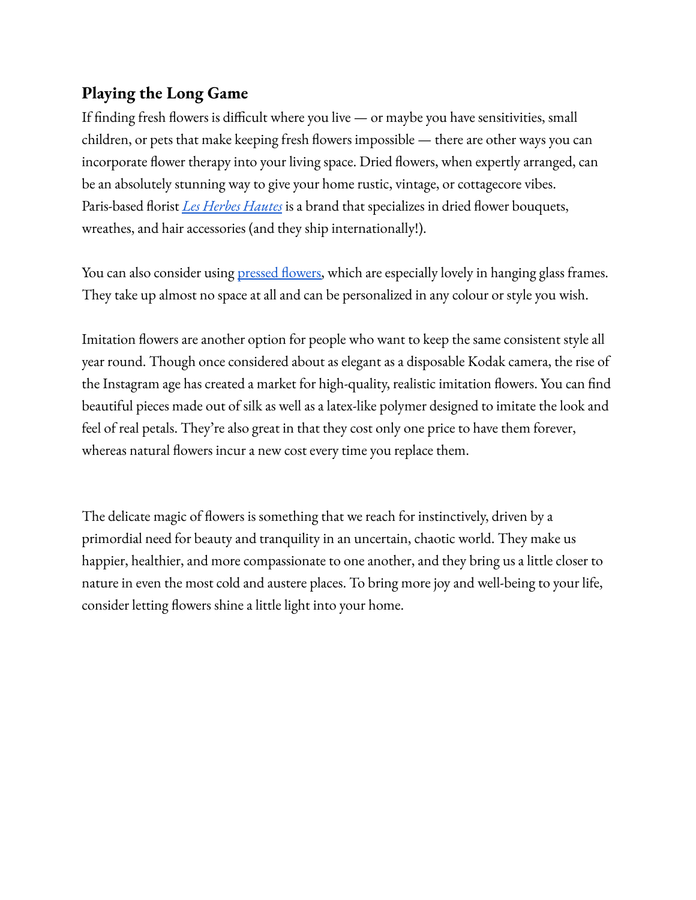## Playing the Long Game

If finding fresh flowers is difficult where you live — or maybe you have sensitivities, small children, or pets that make keeping fresh flowers impossible — there are other ways you can incorporate flower therapy into your living space. Dried flowers, when expertly arranged, can be an absolutely stunning way to give your home rustic, vintage, or cottagecore vibes. Paris-based florist *Les Herbes Hautes* is a brand that specializes in dried flower bouquets, wreathes, and hair accessories (and they ship internationally!).

You can also consider using pressed flowers, which are especially lovely in hanging glass frames. They take up almost no space at all and can be personalized in any colour or style you wish.

Imitation flowers are another option for people who want to keep the same consistent style all year round. Though once considered about as elegant as a disposable Kodak camera, the rise of the Instagram age has created a market for high-quality, realistic imitation flowers. You can find beautiful pieces made out of silk as well as a latex-like polymer designed to imitate the look and feel of real petals. They're also great in that they cost only one price to have them forever, whereas natural flowers incur a new cost every time you replace them.

The delicate magic of flowers is something that we reach for instinctively, driven by a primordial need for beauty and tranquility in an uncertain, chaotic world. They make us happier, healthier, and more compassionate to one another, and they bring us a little closer to nature in even the most cold and austere places. To bring more joy and well-being to your life, consider letting flowers shine a little light into your home.